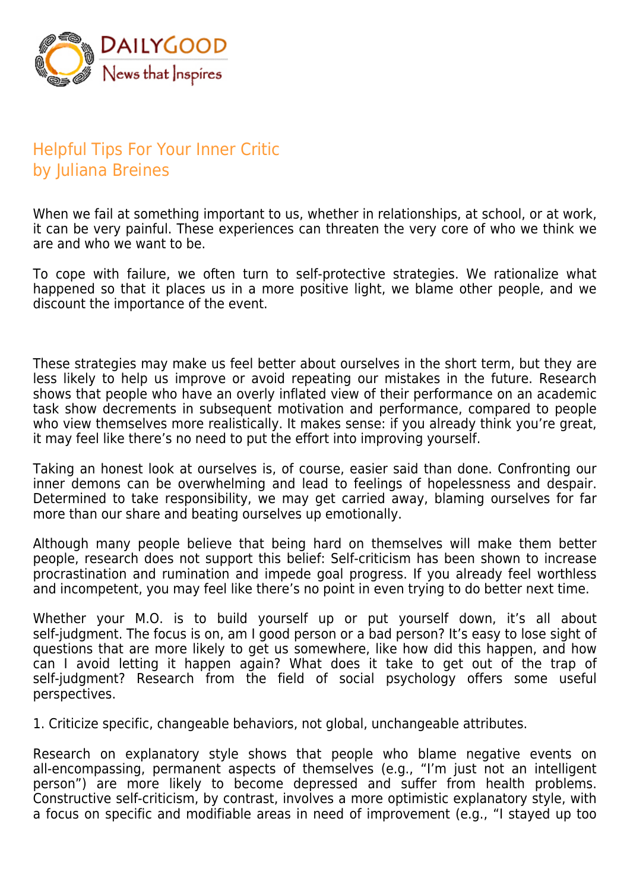# Helpful Tips For Your Inner Critic
by Juliana Breines

When we fail at something important to us, whether in relationships, at school, or at work, it can be very painful. These experiences can threaten the very core of who we think we are and who we want to be.

To cope with failure, we often turn to self-protective strategies. We rationalize what happened so that it places us in a more positive light, we blame other people, and we discount the importance of the event.

These strategies may make us feel better about ourselves in the short term, but they are less likely to help us improve or avoid repeating our mistakes in the future. Research shows that people who have an overly inflated view of their performance on an academic task show decrements in subsequent motivation and performance, compared to people who view themselves more realistically. It makes sense: if you already think you're great, it may feel like there's no need to put the effort into improving yourself.

Taking an honest look at ourselves is, of course, easier said than done. Confronting our inner demons can be overwhelming and lead to feelings of hopelessness and despair. Determined to take responsibility, we may get carried away, blaming ourselves for far more than our share and beating ourselves up emotionally.

Although many people believe that being hard on themselves will make them better people, research does not support this belief: Self-criticism has been shown to increase procrastination and rumination and impede goal progress. If you already feel worthless and incompetent, you may feel like there's no point in even trying to do better next time.

Whether your M.O. is to build yourself up or put yourself down, it's all about self-judgment. The focus is on, am I good person or a bad person? It's easy to lose sight of questions that are more likely to get us somewhere, like how did this happen, and how can I avoid letting it happen again? What does it take to get out of the trap of self-judgment? Research from the field of social psychology offers some useful perspectives.

1. Criticize specific, changeable behaviors, not global, unchangeable attributes.

Research on explanatory style shows that people who blame negative events on all-encompassing, permanent aspects of themselves (e.g., "I'm just not an intelligent person") are more likely to become depressed and suffer from health problems. Constructive self-criticism, by contrast, involves a more optimistic explanatory style, with a focus on specific and modifiable areas in need of improvement (e.g., "I stayed up too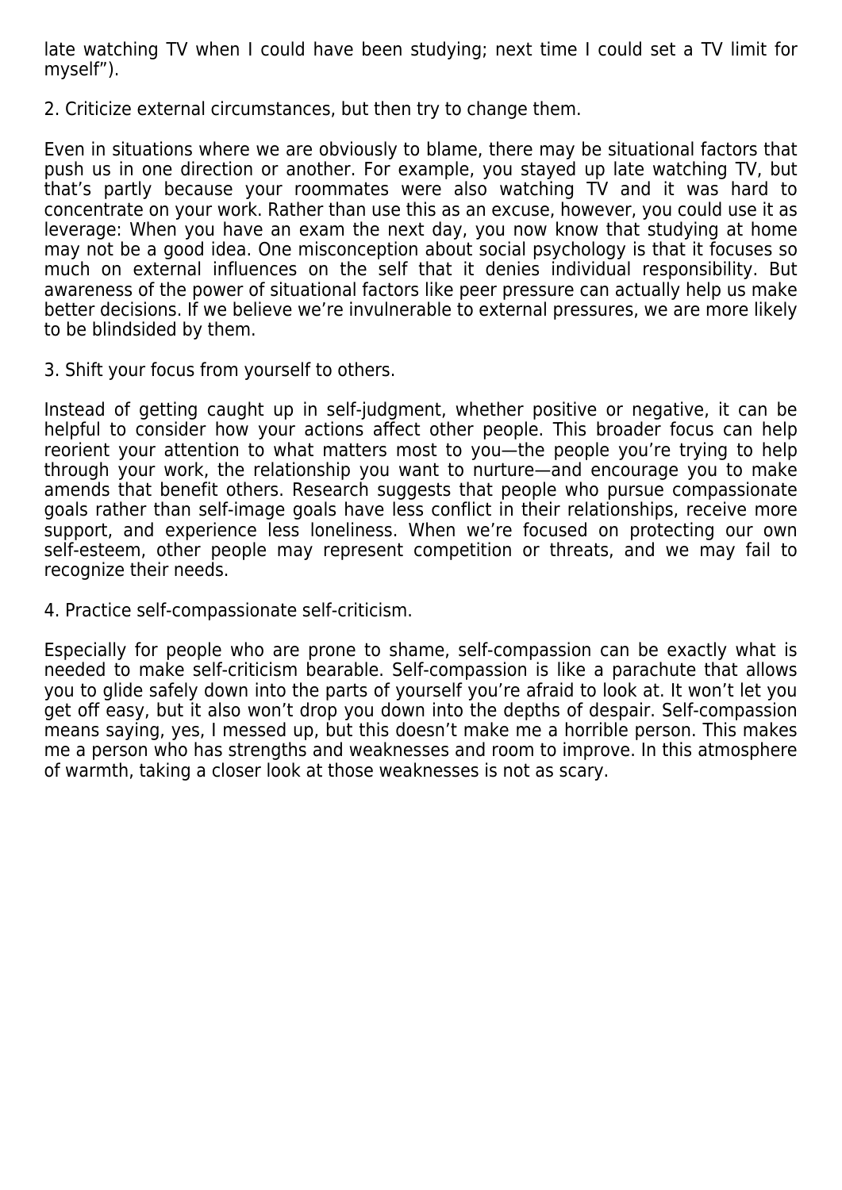late watching TV when I could have been studying; next time I could set a TV limit for myself").

2. Criticize external circumstances, but then try to change them.

Even in situations where we are obviously to blame, there may be situational factors that push us in one direction or another. For example, you stayed up late watching TV, but that's partly because your roommates were also watching TV and it was hard to concentrate on your work. Rather than use this as an excuse, however, you could use it as leverage: When you have an exam the next day, you now know that studying at home may not be a good idea. One misconception about social psychology is that it focuses so much on external influences on the self that it denies individual responsibility. But awareness of the power of situational factors like peer pressure can actually help us make better decisions. If we believe we're invulnerable to external pressures, we are more likely to be blindsided by them.

3. Shift your focus from yourself to others.

Instead of getting caught up in self-judgment, whether positive or negative, it can be helpful to consider how your actions affect other people. This broader focus can help reorient your attention to what matters most to you—the people you're trying to help through your work, the relationship you want to nurture—and encourage you to make amends that benefit others. Research suggests that people who pursue compassionate goals rather than self-image goals have less conflict in their relationships, receive more support, and experience less loneliness. When we're focused on protecting our own self-esteem, other people may represent competition or threats, and we may fail to recognize their needs.

4. Practice self-compassionate self-criticism.

Especially for people who are prone to shame, self-compassion can be exactly what is needed to make self-criticism bearable. Self-compassion is like a parachute that allows you to glide safely down into the parts of yourself you're afraid to look at. It won't let you get off easy, but it also won't drop you down into the depths of despair. Self-compassion means saying, yes, I messed up, but this doesn't make me a horrible person. This makes me a person who has strengths and weaknesses and room to improve. In this atmosphere of warmth, taking a closer look at those weaknesses is not as scary.